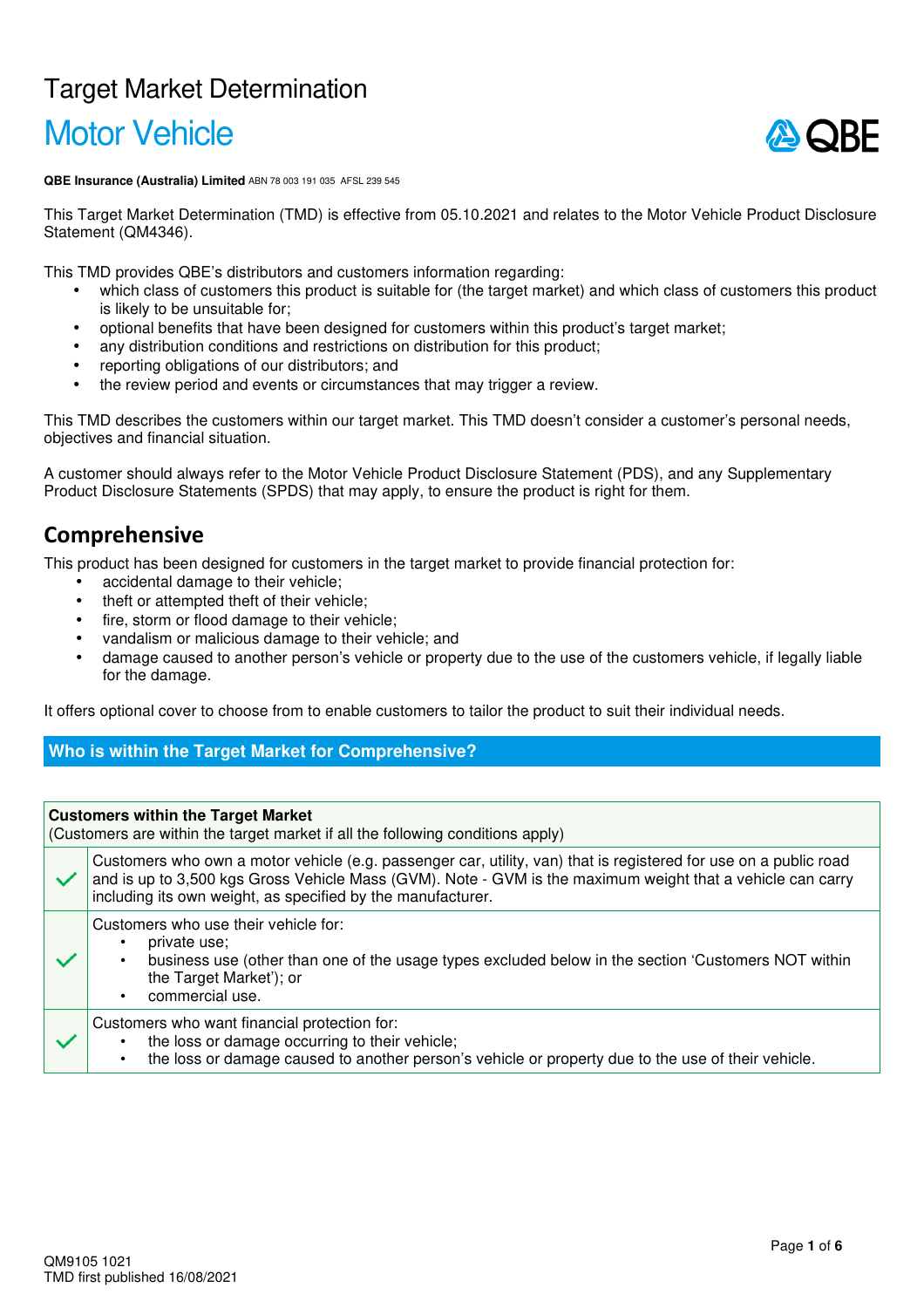# Target Market Determination

## Motor Vehicle

**QBE Insurance (Australia) Limited** ABN 78 003 191 035 AFSL 239 545

This Target Market Determination (TMD) is effective from 05.10.2021 and relates to the Motor Vehicle Product Disclosure Statement (QM4346).

This TMD provides QBE's distributors and customers information regarding:

- which class of customers this product is suitable for (the target market) and which class of customers this product is likely to be unsuitable for;
- optional benefits that have been designed for customers within this product's target market;
- any distribution conditions and restrictions on distribution for this product;
- reporting obligations of our distributors; and
- the review period and events or circumstances that may trigger a review.

This TMD describes the customers within our target market. This TMD doesn't consider a customer's personal needs, objectives and financial situation.

A customer should always refer to the Motor Vehicle Product Disclosure Statement (PDS), and any Supplementary Product Disclosure Statements (SPDS) that may apply, to ensure the product is right for them.

## Comprehensive

This product has been designed for customers in the target market to provide financial protection for:

- accidental damage to their vehicle;
- theft or attempted theft of their vehicle;
- fire, storm or flood damage to their vehicle;
- vandalism or malicious damage to their vehicle; and
- damage caused to another person's vehicle or property due to the use of the customers vehicle, if legally liable for the damage.

It offers optional cover to choose from to enable customers to tailor the product to suit their individual needs.

### Who is within the Target Market for Comprehensive?

| **Customers within the Target Market** (Customers are within the target market if all the following conditions apply) | |
|---|---|
| ✓ | Customers who own a motor vehicle (e.g. passenger car, utility, van) that is registered for use on a public road and is up to 3,500 kgs Gross Vehicle Mass (GVM). Note - GVM is the maximum weight that a vehicle can carry including its own weight, as specified by the manufacturer. |
| ✓ | Customers who use their vehicle for:<br>• private use;<br>• business use (other than one of the usage types excluded below in the section 'Customers NOT within the Target Market'); or<br>• commercial use. |
| ✓ | Customers who want financial protection for:<br>• the loss or damage occurring to their vehicle;<br>• the loss or damage caused to another person's vehicle or property due to the use of their vehicle. |

QM9105 1021
TMD first published 16/08/2021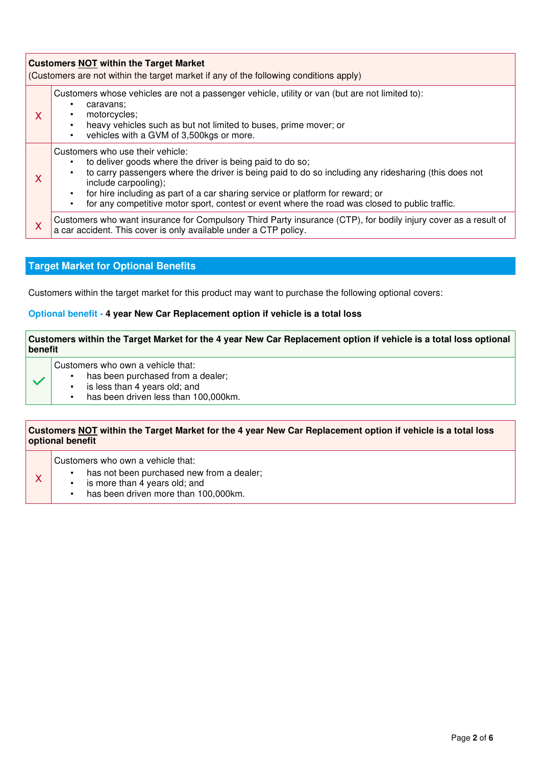| | **Customers NOT within the Target Market**<br>(Customers are not within the target market if any of the following conditions apply) |
|---|---|
| X | Customers whose vehicles are not a passenger vehicle, utility or van (but are not limited to):<br>• caravans;<br>• motorcycles;<br>• heavy vehicles such as but not limited to buses, prime mover; or<br>• vehicles with a GVM of 3,500kgs or more. |
| X | Customers who use their vehicle:<br>• to deliver goods where the driver is being paid to do so;<br>• to carry passengers where the driver is being paid to do so including any ridesharing (this does not include carpooling);<br>• for hire including as part of a car sharing service or platform for reward; or<br>• for any competitive motor sport, contest or event where the road was closed to public traffic. |
| X | Customers who want insurance for Compulsory Third Party insurance (CTP), for bodily injury cover as a result of a car accident. This cover is only available under a CTP policy. |

## Target Market for Optional Benefits

Customers within the target market for this product may want to purchase the following optional covers:

### Optional benefit - 4 year New Car Replacement option if vehicle is a total loss

| | **Customers within the Target Market for the 4 year New Car Replacement option if vehicle is a total loss optional benefit** |
|---|---|
| ✓ | Customers who own a vehicle that:<br>• has been purchased from a dealer;<br>• is less than 4 years old; and<br>• has been driven less than 100,000km. |

| | **Customers NOT within the Target Market for the 4 year New Car Replacement option if vehicle is a total loss optional benefit** |
|---|---|
| X | Customers who own a vehicle that:<br>• has not been purchased new from a dealer;<br>• is more than 4 years old; and<br>• has been driven more than 100,000km. |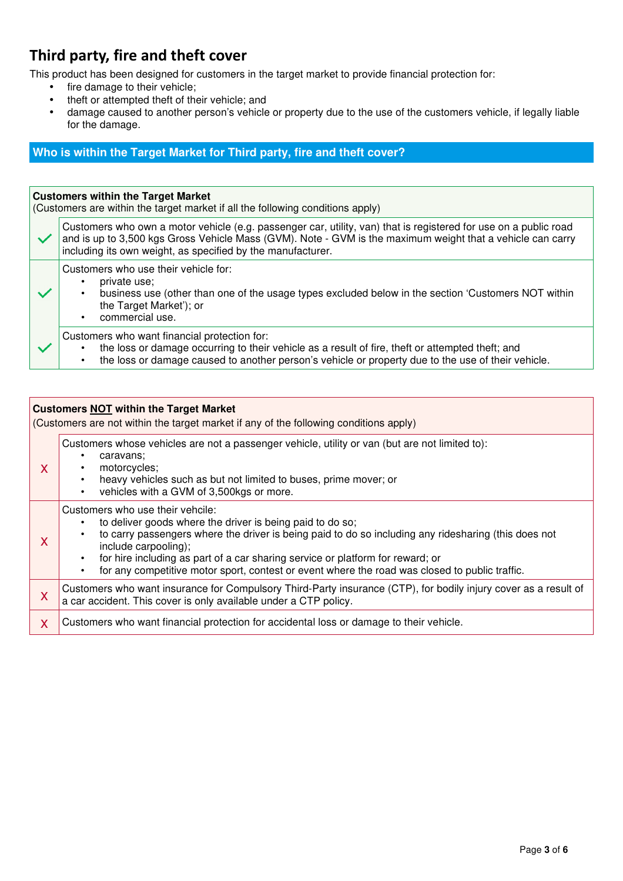## Third party, fire and theft cover

This product has been designed for customers in the target market to provide financial protection for:

- fire damage to their vehicle;
- theft or attempted theft of their vehicle; and
- damage caused to another person's vehicle or property due to the use of the customers vehicle, if legally liable for the damage.

### Who is within the Target Market for Third party, fire and theft cover?

| **Customers within the Target Market**<br>(Customers are within the target market if all the following conditions apply) | |
|---|---|
| ✓ | Customers who own a motor vehicle (e.g. passenger car, utility, van) that is registered for use on a public road and is up to 3,500 kgs Gross Vehicle Mass (GVM). Note - GVM is the maximum weight that a vehicle can carry including its own weight, as specified by the manufacturer. |
| ✓ | Customers who use their vehicle for:<br>• private use;<br>• business use (other than one of the usage types excluded below in the section 'Customers NOT within the Target Market'); or<br>• commercial use. |
| ✓ | Customers who want financial protection for:<br>• the loss or damage occurring to their vehicle as a result of fire, theft or attempted theft; and<br>• the loss or damage caused to another person's vehicle or property due to the use of their vehicle. |

| **Customers NOT within the Target Market**<br>(Customers are not within the target market if any of the following conditions apply) | |
|---|---|
| X | Customers whose vehicles are not a passenger vehicle, utility or van (but are not limited to):<br>• caravans;<br>• motorcycles;<br>• heavy vehicles such as but not limited to buses, prime mover; or<br>• vehicles with a GVM of 3,500kgs or more. |
| X | Customers who use their vehicle:<br>• to deliver goods where the driver is being paid to do so;<br>• to carry passengers where the driver is being paid to do so including any ridesharing (this does not include carpooling);<br>• for hire including as part of a car sharing service or platform for reward; or<br>• for any competitive motor sport, contest or event where the road was closed to public traffic. |
| X | Customers who want insurance for Compulsory Third-Party insurance (CTP), for bodily injury cover as a result of a car accident. This cover is only available under a CTP policy. |
| X | Customers who want financial protection for accidental loss or damage to their vehicle. |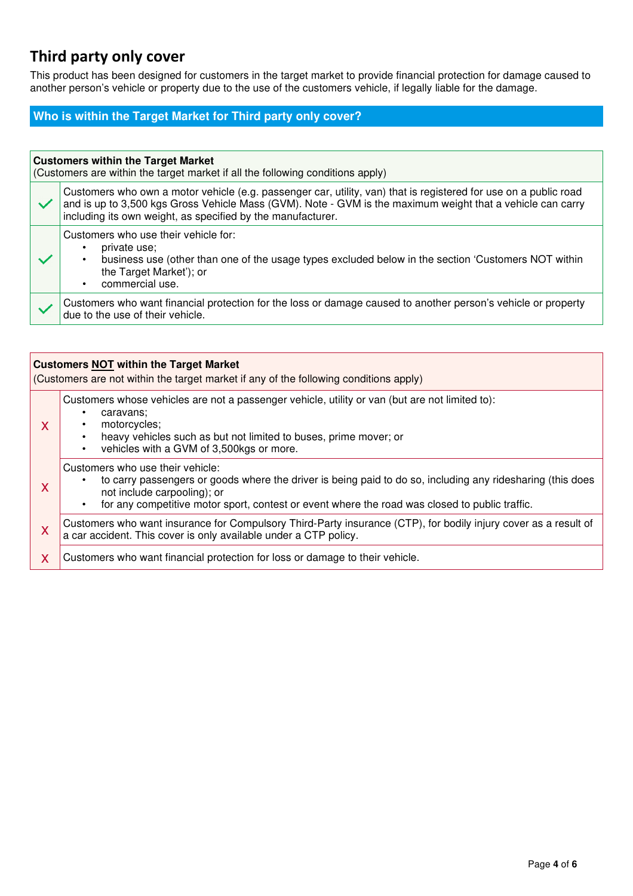# Third party only cover

This product has been designed for customers in the target market to provide financial protection for damage caused to another person's vehicle or property due to the use of the customers vehicle, if legally liable for the damage.

## Who is within the Target Market for Third party only cover?

| **Customers within the Target Market**<br>(Customers are within the target market if all the following conditions apply) | |
|---|---|
| ✓ | Customers who own a motor vehicle (e.g. passenger car, utility, van) that is registered for use on a public road and is up to 3,500 kgs Gross Vehicle Mass (GVM). Note - GVM is the maximum weight that a vehicle can carry including its own weight, as specified by the manufacturer. |
| ✓ | Customers who use their vehicle for:<br>• private use;<br>• business use (other than one of the usage types excluded below in the section 'Customers NOT within the Target Market'); or<br>• commercial use. |
| ✓ | Customers who want financial protection for the loss or damage caused to another person's vehicle or property due to the use of their vehicle. |

| **Customers NOT within the Target Market**<br>(Customers are not within the target market if any of the following conditions apply) | |
|---|---|
| X | Customers whose vehicles are not a passenger vehicle, utility or van (but are not limited to):<br>• caravans;<br>• motorcycles;<br>• heavy vehicles such as but not limited to buses, prime mover; or<br>• vehicles with a GVM of 3,500kgs or more. |
| X | Customers who use their vehicle:<br>• to carry passengers or goods where the driver is being paid to do so, including any ridesharing (this does not include carpooling); or<br>• for any competitive motor sport, contest or event where the road was closed to public traffic. |
| X | Customers who want insurance for Compulsory Third-Party insurance (CTP), for bodily injury cover as a result of a car accident. This cover is only available under a CTP policy. |
| X | Customers who want financial protection for loss or damage to their vehicle. |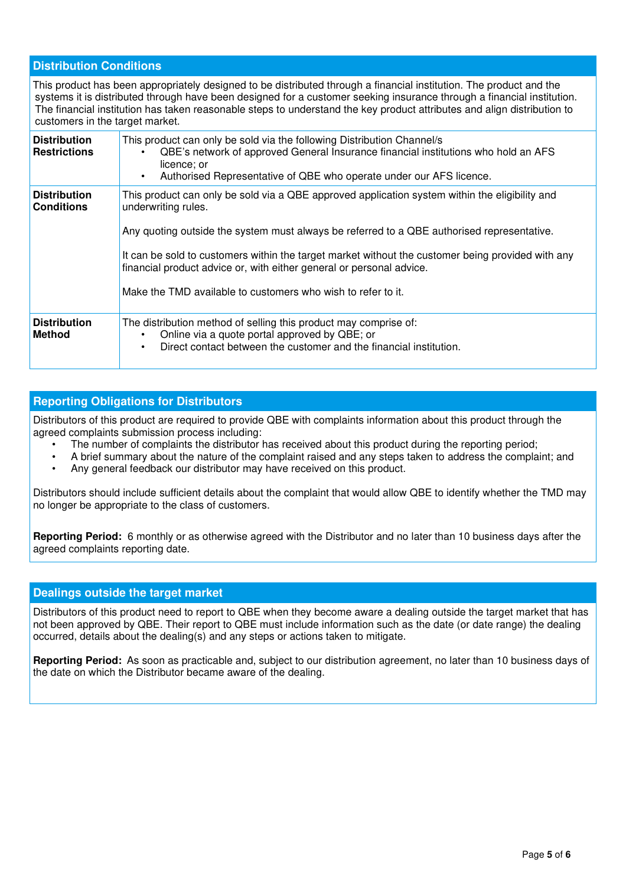## Distribution Conditions

This product has been appropriately designed to be distributed through a financial institution. The product and the systems it is distributed through have been designed for a customer seeking insurance through a financial institution. The financial institution has taken reasonable steps to understand the key product attributes and align distribution to customers in the target market.

| | |
|---|---|
| **Distribution Restrictions** | This product can only be sold via the following Distribution Channel/s<br>• QBE's network of approved General Insurance financial institutions who hold an AFS licence; or<br>• Authorised Representative of QBE who operate under our AFS licence. |
| **Distribution Conditions** | This product can only be sold via a QBE approved application system within the eligibility and underwriting rules.<br><br>Any quoting outside the system must always be referred to a QBE authorised representative.<br><br>It can be sold to customers within the target market without the customer being provided with any financial product advice or, with either general or personal advice.<br><br>Make the TMD available to customers who wish to refer to it. |
| **Distribution Method** | The distribution method of selling this product may comprise of:<br>• Online via a quote portal approved by QBE; or<br>• Direct contact between the customer and the financial institution. |

## Reporting Obligations for Distributors

Distributors of this product are required to provide QBE with complaints information about this product through the agreed complaints submission process including:

- The number of complaints the distributor has received about this product during the reporting period;
- A brief summary about the nature of the complaint raised and any steps taken to address the complaint; and
- Any general feedback our distributor may have received on this product.

Distributors should include sufficient details about the complaint that would allow QBE to identify whether the TMD may no longer be appropriate to the class of customers.

**Reporting Period:** 6 monthly or as otherwise agreed with the Distributor and no later than 10 business days after the agreed complaints reporting date.

## Dealings outside the target market

Distributors of this product need to report to QBE when they become aware a dealing outside the target market that has not been approved by QBE. Their report to QBE must include information such as the date (or date range) the dealing occurred, details about the dealing(s) and any steps or actions taken to mitigate.

**Reporting Period:** As soon as practicable and, subject to our distribution agreement, no later than 10 business days of the date on which the Distributor became aware of the dealing.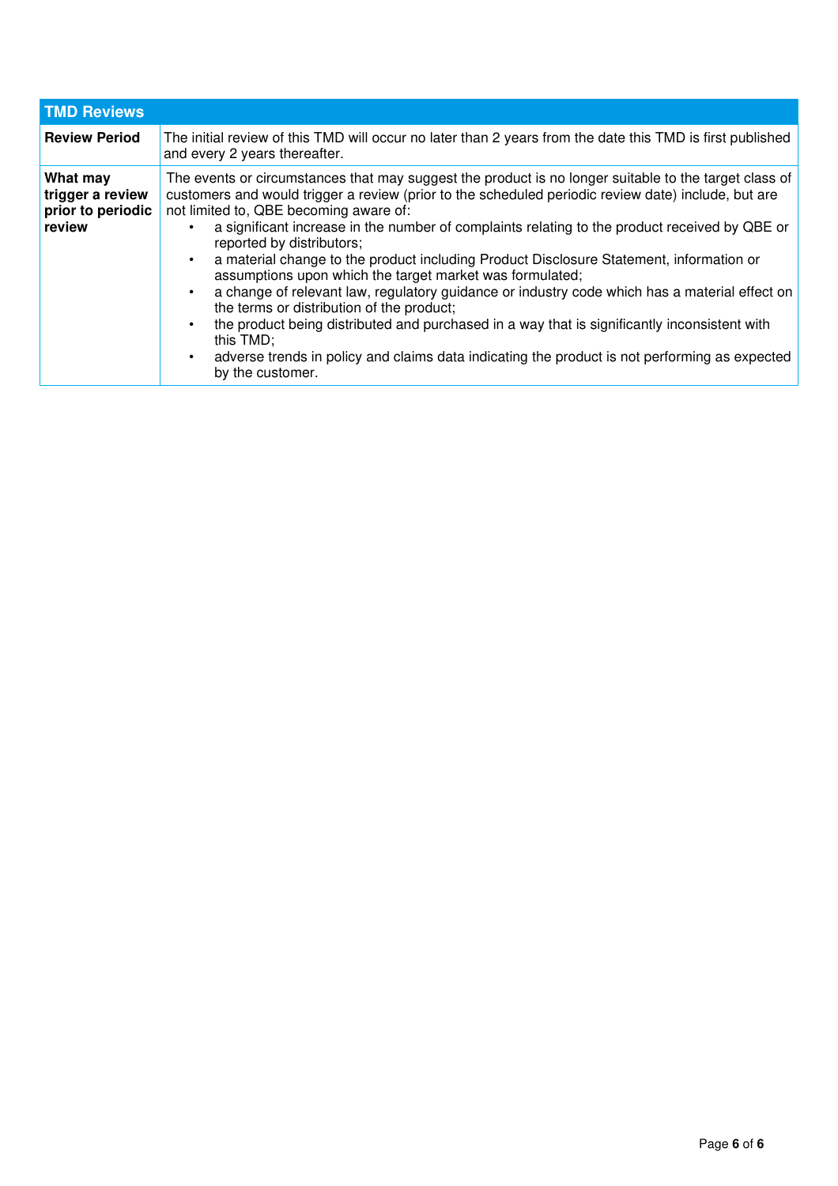| TMD Reviews | |
|---|---|
| **Review Period** | The initial review of this TMD will occur no later than 2 years from the date this TMD is first published and every 2 years thereafter. |
| **What may trigger a review prior to periodic review** | The events or circumstances that may suggest the product is no longer suitable to the target class of customers and would trigger a review (prior to the scheduled periodic review date) include, but are not limited to, QBE becoming aware of:<br>• a significant increase in the number of complaints relating to the product received by QBE or reported by distributors;<br>• a material change to the product including Product Disclosure Statement, information or assumptions upon which the target market was formulated;<br>• a change of relevant law, regulatory guidance or industry code which has a material effect on the terms or distribution of the product;<br>• the product being distributed and purchased in a way that is significantly inconsistent with this TMD;<br>• adverse trends in policy and claims data indicating the product is not performing as expected by the customer. |